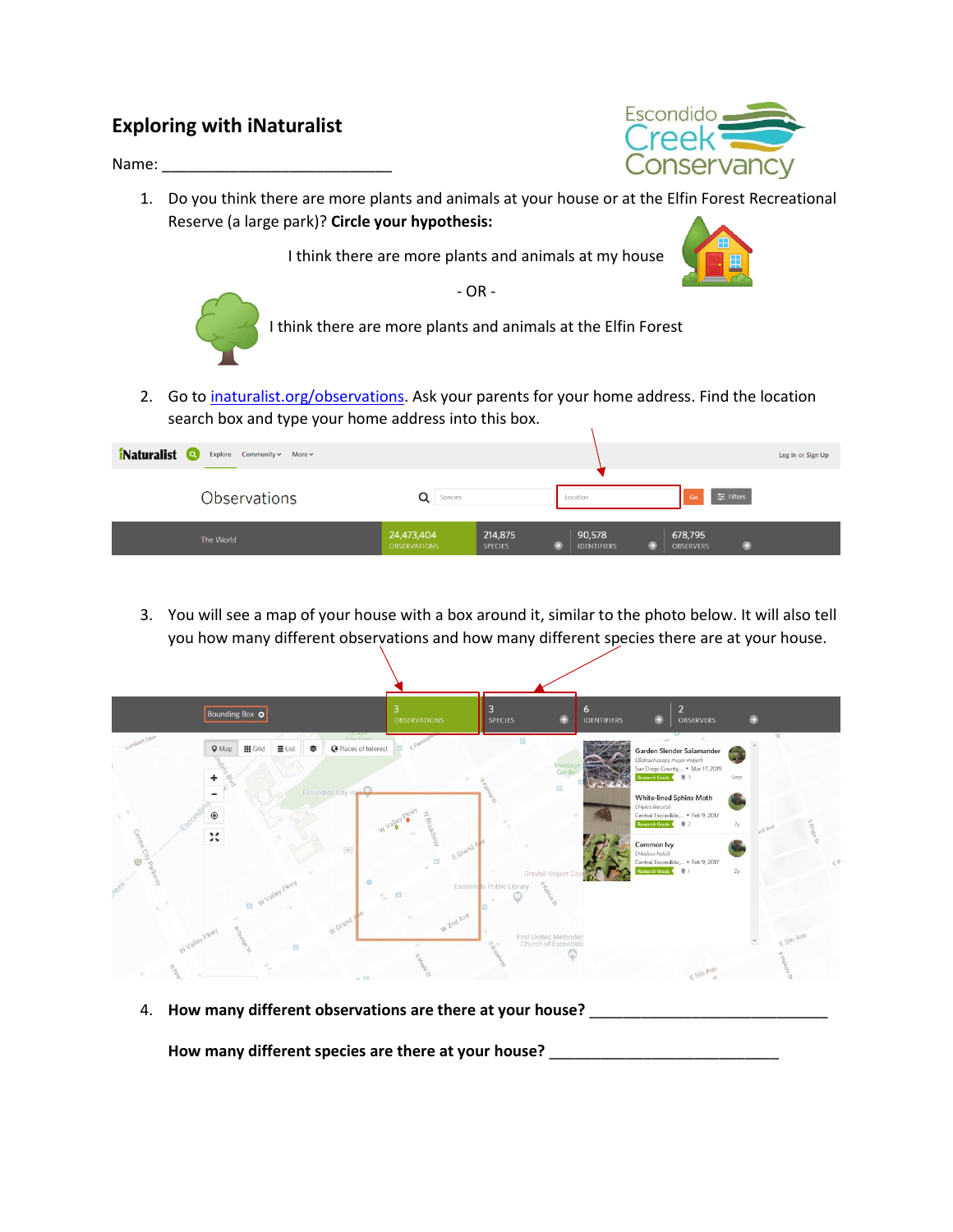# Exploring with iNaturalist

Name: ___________________________

1. Do you think there are more plants and animals at your house or at the Elfin Forest Recreational Reserve (a large park)? **Circle your hypothesis:**

   I think there are more plants and animals at my house

   \- OR -

   I think there are more plants and animals at the Elfin Forest

2. Go to [inaturalist.org/observations](https://inaturalist.org/observations). Ask your parents for your home address. Find the location search box and type your home address into this box.

3. You will see a map of your house with a box around it, similar to the photo below. It will also tell you how many different observations and how many different species there are at your house.

4. **How many different observations are there at your house?** ______________________________

   **How many different species are there at your house?** ______________________________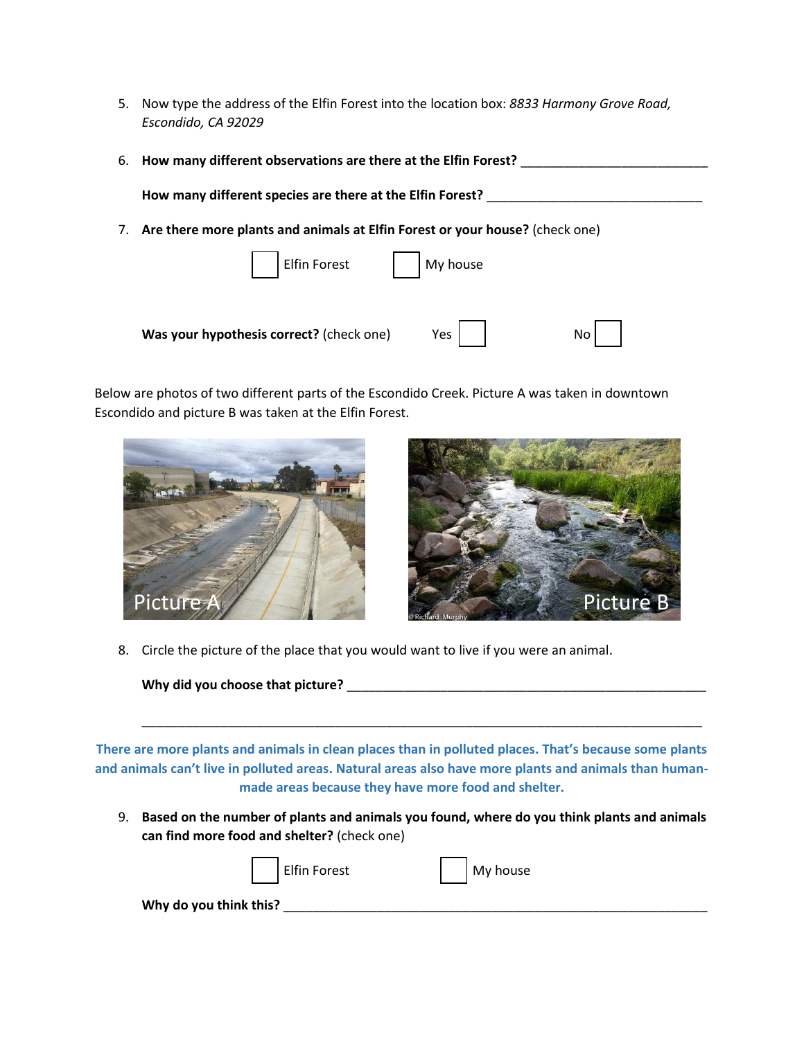5. Now type the address of the Elfin Forest into the location box: *8833 Harmony Grove Road, Escondido, CA 92029*

6. **How many different observations are there at the Elfin Forest?** ___________________________

   **How many different species are there at the Elfin Forest?** _______________________________

7. **Are there more plants and animals at Elfin Forest or your house?** (check one)

   ☐ Elfin Forest ☐ My house

   **Was your hypothesis correct?** (check one) Yes ☐ No ☐

Below are photos of two different parts of the Escondido Creek. Picture A was taken in downtown Escondido and picture B was taken at the Elfin Forest.

Picture A

Picture B

© Richard Murphy

8. Circle the picture of the place that you would want to live if you were an animal.

   **Why did you choose that picture?** _____________________________________________________

   ________________________________________________________________________________

**There are more plants and animals in clean places than in polluted places. That's because some plants and animals can't live in polluted areas. Natural areas also have more plants and animals than human-made areas because they have more food and shelter.**

9. **Based on the number of plants and animals you found, where do you think plants and animals can find more food and shelter?** (check one)

   ☐ Elfin Forest ☐ My house

   **Why do you think this?** ______________________________________________________________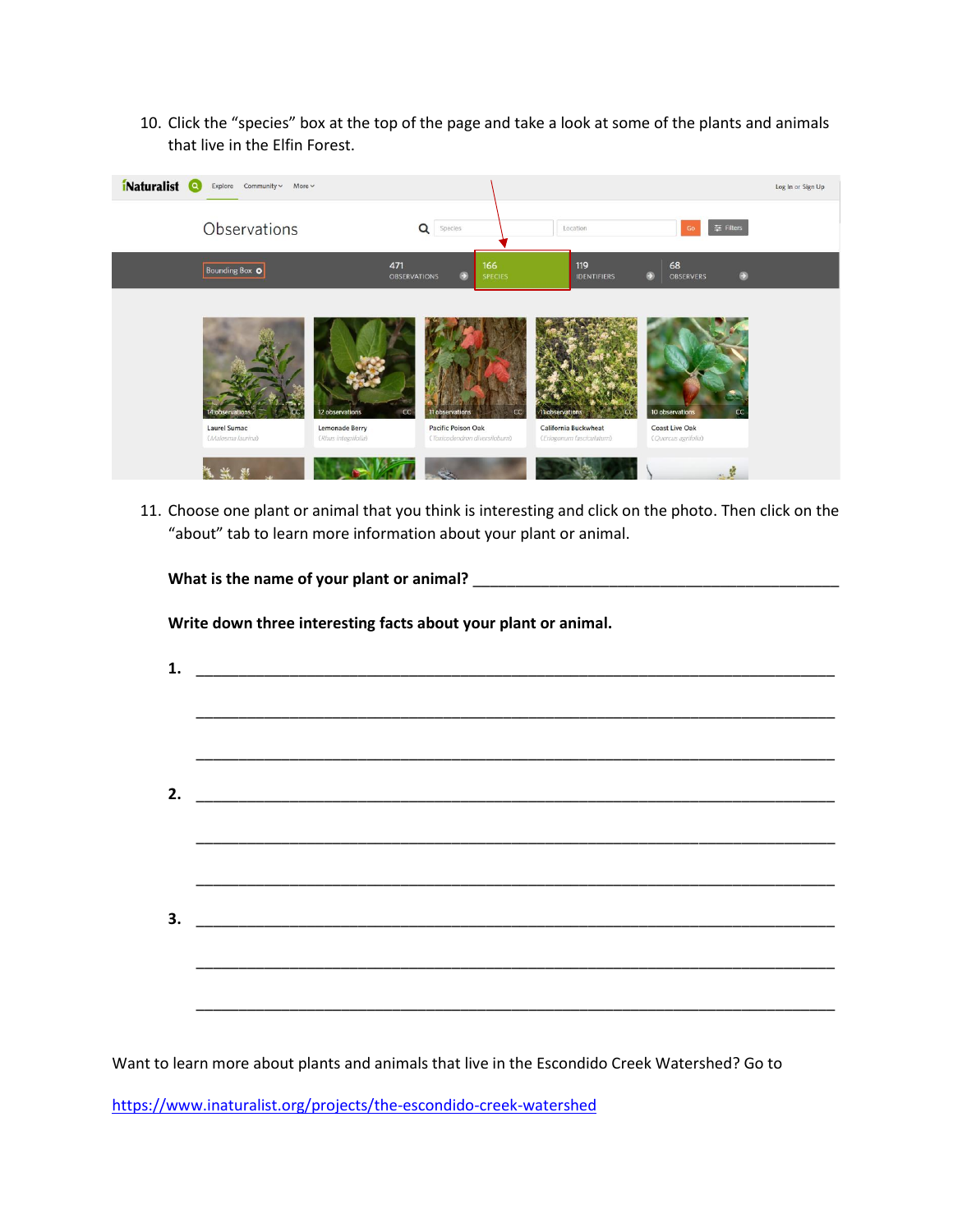10. Click the "species" box at the top of the page and take a look at some of the plants and animals that live in the Elfin Forest.

11. Choose one plant or animal that you think is interesting and click on the photo. Then click on the "about" tab to learn more information about your plant or animal.

**What is the name of your plant or animal?** ______________________________________________

**Write down three interesting facts about your plant or animal.**

**1.** ____________________________________________________________________________

____________________________________________________________________________

____________________________________________________________________________

**2.** ____________________________________________________________________________

____________________________________________________________________________

____________________________________________________________________________

**3.** ____________________________________________________________________________

____________________________________________________________________________

____________________________________________________________________________

Want to learn more about plants and animals that live in the Escondido Creek Watershed? Go to

https://www.inaturalist.org/projects/the-escondido-creek-watershed